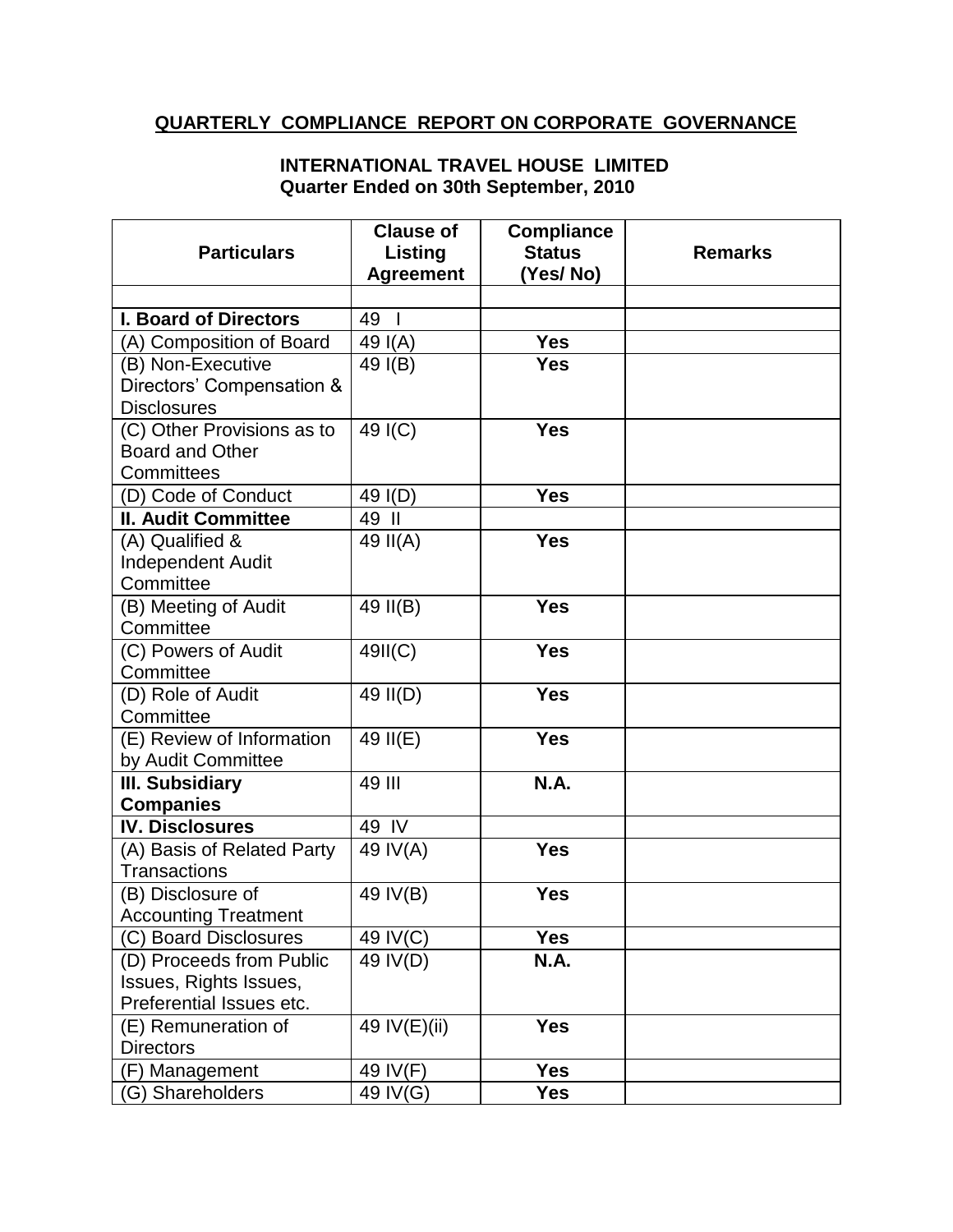## QUARTERLY COMPLIANCE REPORT ON CORPORATE GOVERNANCE

**INTERNATIONAL TRAVEL HOUSE LIMITED**
**Quarter Ended on 30th September, 2010**

| Particulars | Clause of Listing Agreement | Compliance Status (Yes/ No) | Remarks |
|---|---|---|---|
| | | | |
| **I. Board of Directors** | 49 I | | |
| (A) Composition of Board | 49 I(A) | **Yes** | |
| (B) Non-Executive Directors' Compensation & Disclosures | 49 I(B) | **Yes** | |
| (C) Other Provisions as to Board and Other Committees | 49 I(C) | **Yes** | |
| (D) Code of Conduct | 49 I(D) | **Yes** | |
| **II. Audit Committee** | 49 II | | |
| (A) Qualified & Independent Audit Committee | 49 II(A) | **Yes** | |
| (B) Meeting of Audit Committee | 49 II(B) | **Yes** | |
| (C) Powers of Audit Committee | 49II(C) | **Yes** | |
| (D) Role of Audit Committee | 49 II(D) | **Yes** | |
| (E) Review of Information by Audit Committee | 49 II(E) | **Yes** | |
| **III. Subsidiary Companies** | 49 III | **N.A.** | |
| **IV. Disclosures** | 49 IV | | |
| (A) Basis of Related Party Transactions | 49 IV(A) | **Yes** | |
| (B) Disclosure of Accounting Treatment | 49 IV(B) | **Yes** | |
| (C) Board Disclosures | 49 IV(C) | **Yes** | |
| (D) Proceeds from Public Issues, Rights Issues, Preferential Issues etc. | 49 IV(D) | **N.A.** | |
| (E) Remuneration of Directors | 49 IV(E)(ii) | **Yes** | |
| (F) Management | 49 IV(F) | **Yes** | |
| (G) Shareholders | 49 IV(G) | **Yes** | |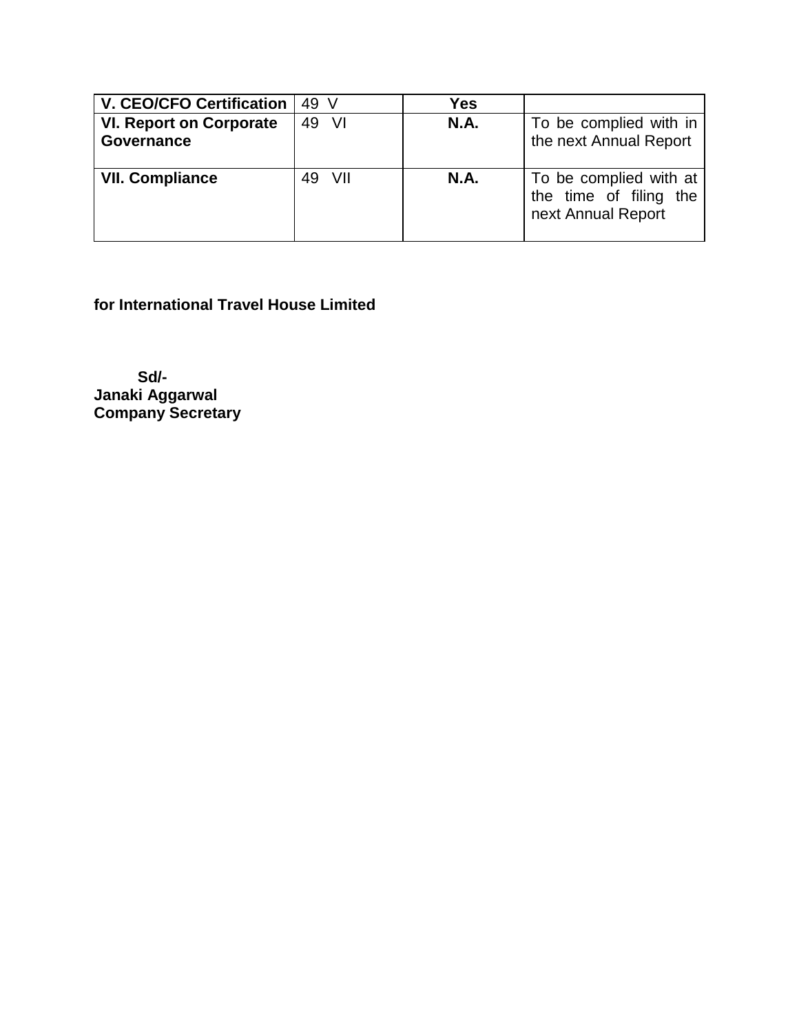| | | | |
|---|---|---|---|
| **V. CEO/CFO Certification** | 49 V | **Yes** | |
| **VI. Report on Corporate Governance** | 49 VI | **N.A.** | To be complied with in the next Annual Report |
| **VII. Compliance** | 49 VII | **N.A.** | To be complied with at the time of filing the next Annual Report |

**for International Travel House Limited**

**Sd/-**
**Janaki Aggarwal**
**Company Secretary**